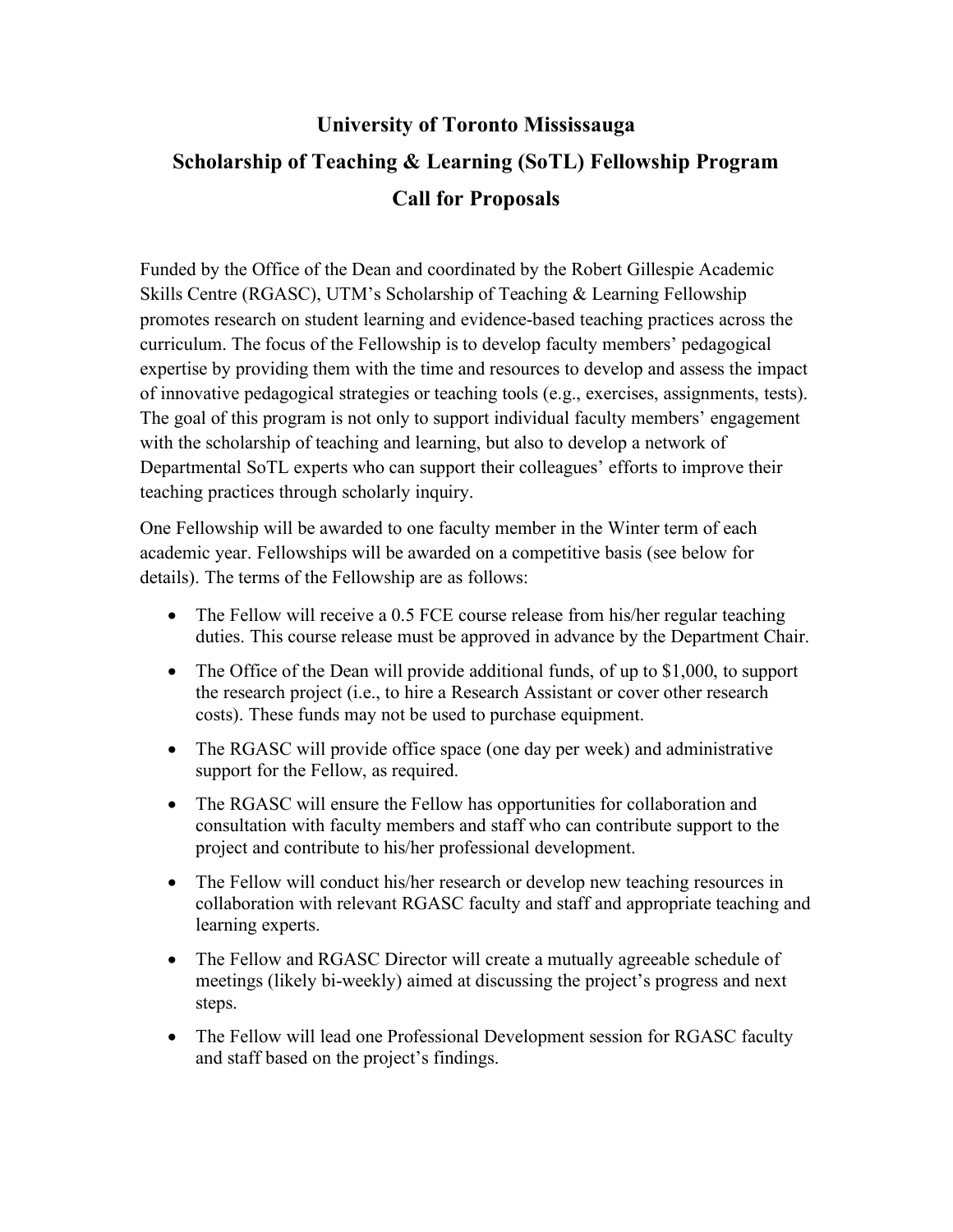# University of Toronto Mississauga
# Scholarship of Teaching & Learning (SoTL) Fellowship Program
# Call for Proposals

Funded by the Office of the Dean and coordinated by the Robert Gillespie Academic Skills Centre (RGASC), UTM's Scholarship of Teaching & Learning Fellowship promotes research on student learning and evidence-based teaching practices across the curriculum. The focus of the Fellowship is to develop faculty members' pedagogical expertise by providing them with the time and resources to develop and assess the impact of innovative pedagogical strategies or teaching tools (e.g., exercises, assignments, tests). The goal of this program is not only to support individual faculty members' engagement with the scholarship of teaching and learning, but also to develop a network of Departmental SoTL experts who can support their colleagues' efforts to improve their teaching practices through scholarly inquiry.

One Fellowship will be awarded to one faculty member in the Winter term of each academic year. Fellowships will be awarded on a competitive basis (see below for details). The terms of the Fellowship are as follows:

- The Fellow will receive a 0.5 FCE course release from his/her regular teaching duties. This course release must be approved in advance by the Department Chair.
- The Office of the Dean will provide additional funds, of up to $1,000, to support the research project (i.e., to hire a Research Assistant or cover other research costs). These funds may not be used to purchase equipment.
- The RGASC will provide office space (one day per week) and administrative support for the Fellow, as required.
- The RGASC will ensure the Fellow has opportunities for collaboration and consultation with faculty members and staff who can contribute support to the project and contribute to his/her professional development.
- The Fellow will conduct his/her research or develop new teaching resources in collaboration with relevant RGASC faculty and staff and appropriate teaching and learning experts.
- The Fellow and RGASC Director will create a mutually agreeable schedule of meetings (likely bi-weekly) aimed at discussing the project's progress and next steps.
- The Fellow will lead one Professional Development session for RGASC faculty and staff based on the project's findings.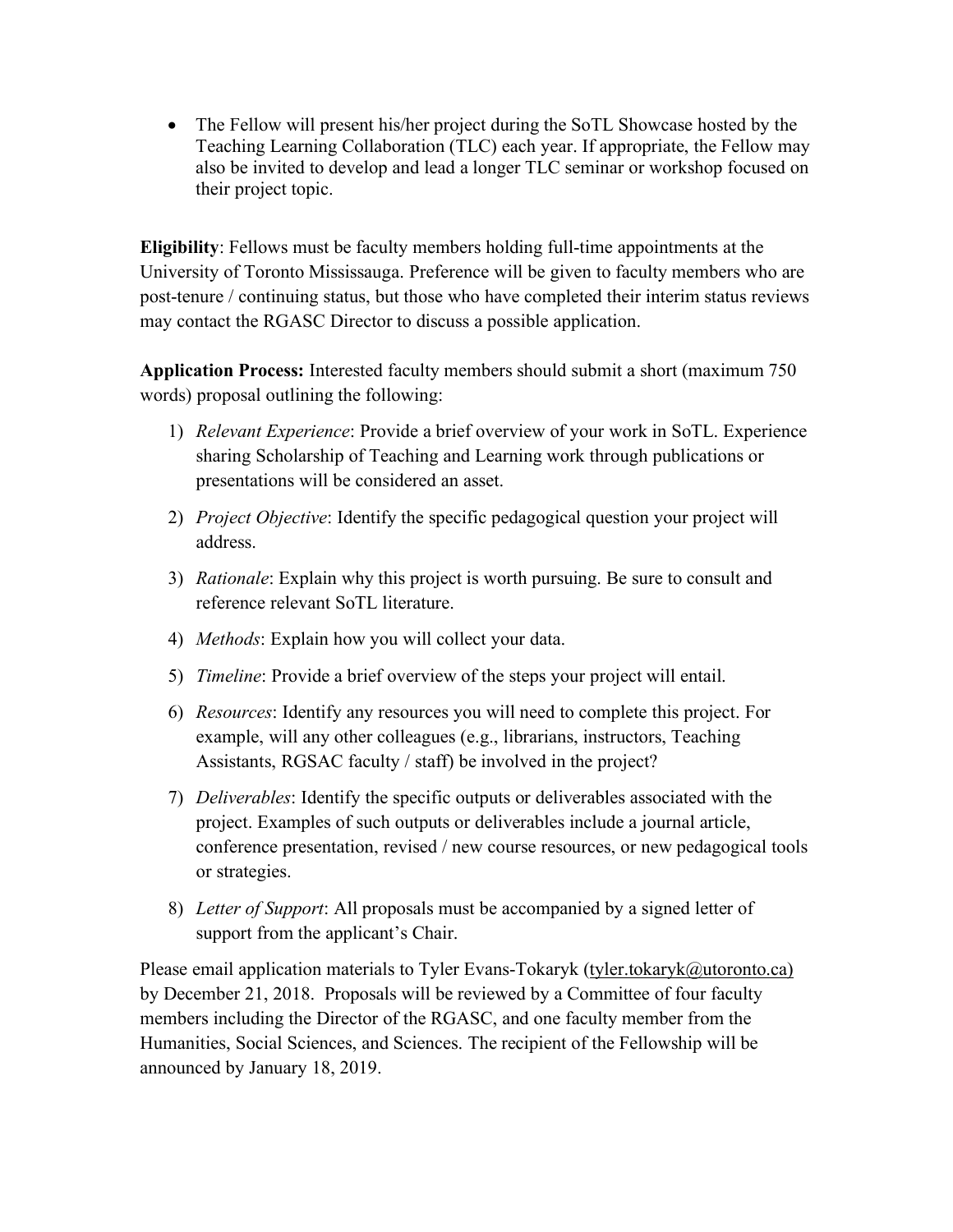- The Fellow will present his/her project during the SoTL Showcase hosted by the Teaching Learning Collaboration (TLC) each year. If appropriate, the Fellow may also be invited to develop and lead a longer TLC seminar or workshop focused on their project topic.

**Eligibility**: Fellows must be faculty members holding full-time appointments at the University of Toronto Mississauga. Preference will be given to faculty members who are post-tenure / continuing status, but those who have completed their interim status reviews may contact the RGASC Director to discuss a possible application.

**Application Process:** Interested faculty members should submit a short (maximum 750 words) proposal outlining the following:

1) *Relevant Experience*: Provide a brief overview of your work in SoTL. Experience sharing Scholarship of Teaching and Learning work through publications or presentations will be considered an asset.
2) *Project Objective*: Identify the specific pedagogical question your project will address.
3) *Rationale*: Explain why this project is worth pursuing. Be sure to consult and reference relevant SoTL literature.
4) *Methods*: Explain how you will collect your data.
5) *Timeline*: Provide a brief overview of the steps your project will entail.
6) *Resources*: Identify any resources you will need to complete this project. For example, will any other colleagues (e.g., librarians, instructors, Teaching Assistants, RGSAC faculty / staff) be involved in the project?
7) *Deliverables*: Identify the specific outputs or deliverables associated with the project. Examples of such outputs or deliverables include a journal article, conference presentation, revised / new course resources, or new pedagogical tools or strategies.
8) *Letter of Support*: All proposals must be accompanied by a signed letter of support from the applicant's Chair.

Please email application materials to Tyler Evans-Tokaryk (tyler.tokaryk@utoronto.ca) by December 21, 2018. Proposals will be reviewed by a Committee of four faculty members including the Director of the RGASC, and one faculty member from the Humanities, Social Sciences, and Sciences. The recipient of the Fellowship will be announced by January 18, 2019.